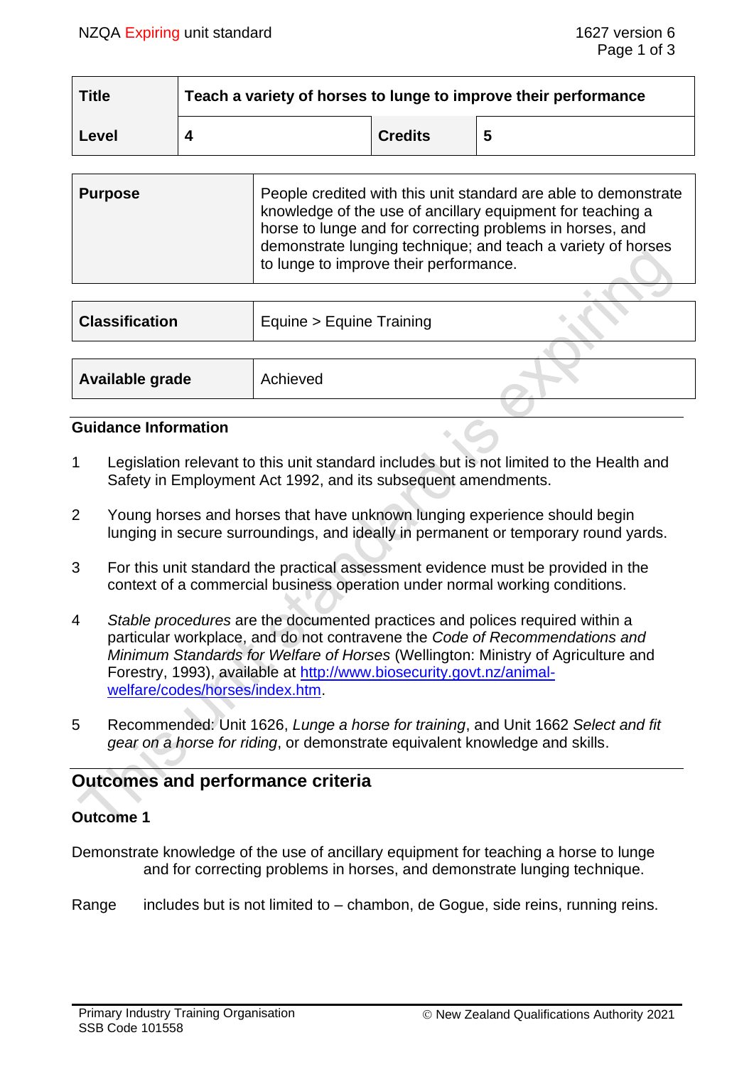| | | | |
|---|---|---|---|
| **Title** | **Teach a variety of horses to lunge to improve their performance** | | |
| **Level** | **4** | **Credits** | **5** |

| | |
|---|---|
| **Purpose** | People credited with this unit standard are able to demonstrate knowledge of the use of ancillary equipment for teaching a horse to lunge and for correcting problems in horses, and demonstrate lunging technique; and teach a variety of horses to lunge to improve their performance. |

| | |
|---|---|
| **Classification** | Equine > Equine Training |

| | |
|---|---|
| **Available grade** | Achieved |

### Guidance Information

1. Legislation relevant to this unit standard includes but is not limited to the Health and Safety in Employment Act 1992, and its subsequent amendments.

2. Young horses and horses that have unknown lunging experience should begin lunging in secure surroundings, and ideally in permanent or temporary round yards.

3. For this unit standard the practical assessment evidence must be provided in the context of a commercial business operation under normal working conditions.

4. *Stable procedures* are the documented practices and polices required within a particular workplace, and do not contravene the *Code of Recommendations and Minimum Standards for Welfare of Horses* (Wellington: Ministry of Agriculture and Forestry, 1993), available at http://www.biosecurity.govt.nz/animal-welfare/codes/horses/index.htm.

5. Recommended: Unit 1626, *Lunge a horse for training*, and Unit 1662 *Select and fit gear on a horse for riding*, or demonstrate equivalent knowledge and skills.

## Outcomes and performance criteria

### Outcome 1

Demonstrate knowledge of the use of ancillary equipment for teaching a horse to lunge and for correcting problems in horses, and demonstrate lunging technique.

Range includes but is not limited to – chambon, de Gogue, side reins, running reins.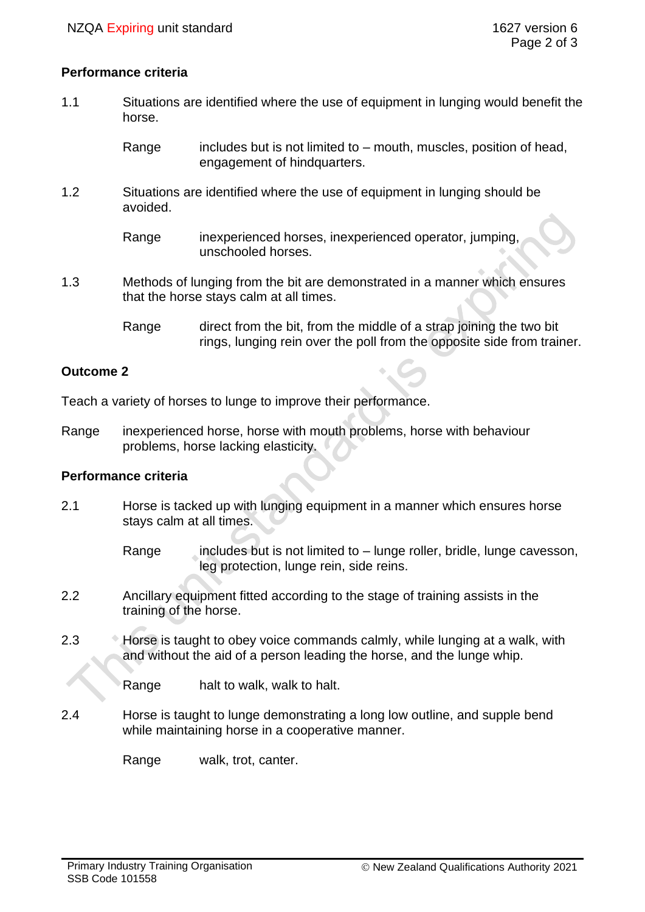## Performance criteria

1.1 Situations are identified where the use of equipment in lunging would benefit the horse.

Range includes but is not limited to – mouth, muscles, position of head, engagement of hindquarters.

1.2 Situations are identified where the use of equipment in lunging should be avoided.

Range inexperienced horses, inexperienced operator, jumping, unschooled horses.

1.3 Methods of lunging from the bit are demonstrated in a manner which ensures that the horse stays calm at all times.

Range direct from the bit, from the middle of a strap joining the two bit rings, lunging rein over the poll from the opposite side from trainer.

## Outcome 2

Teach a variety of horses to lunge to improve their performance.

Range inexperienced horse, horse with mouth problems, horse with behaviour problems, horse lacking elasticity.

## Performance criteria

2.1 Horse is tacked up with lunging equipment in a manner which ensures horse stays calm at all times.

Range includes but is not limited to – lunge roller, bridle, lunge cavesson, leg protection, lunge rein, side reins.

2.2 Ancillary equipment fitted according to the stage of training assists in the training of the horse.

2.3 Horse is taught to obey voice commands calmly, while lunging at a walk, with and without the aid of a person leading the horse, and the lunge whip.

Range halt to walk, walk to halt.

2.4 Horse is taught to lunge demonstrating a long low outline, and supple bend while maintaining horse in a cooperative manner.

Range walk, trot, canter.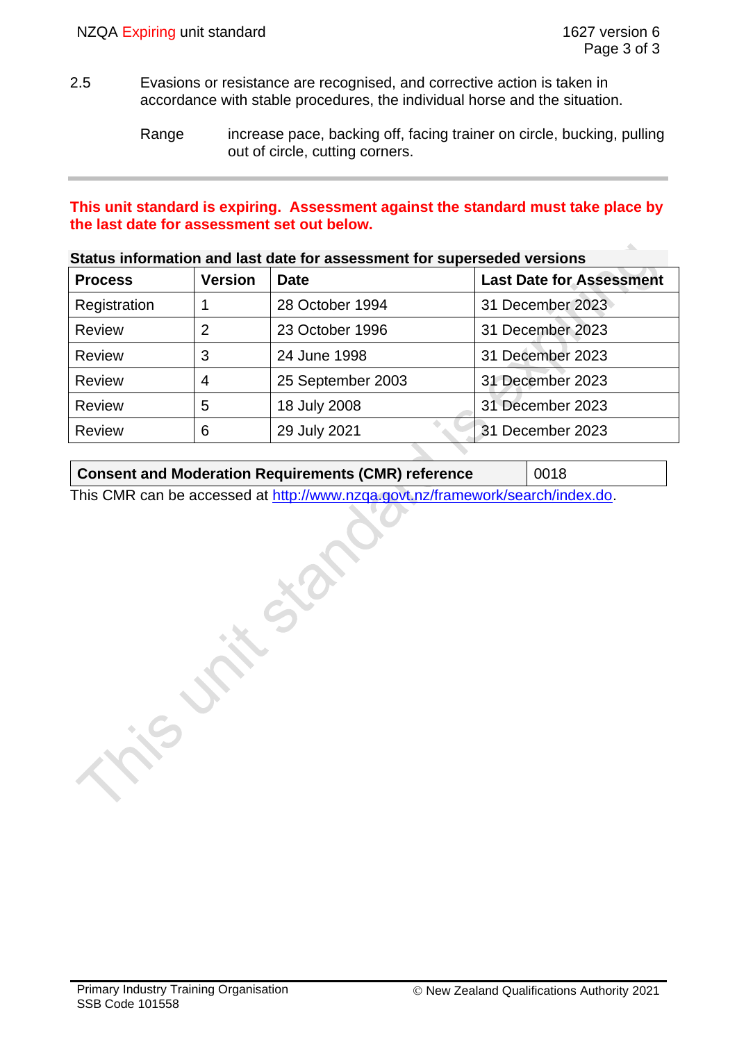2.5 Evasions or resistance are recognised, and corrective action is taken in accordance with stable procedures, the individual horse and the situation.

Range increase pace, backing off, facing trainer on circle, bucking, pulling out of circle, cutting corners.

---

**This unit standard is expiring. Assessment against the standard must take place by the last date for assessment set out below.**

**Status information and last date for assessment for superseded versions**

| Process | Version | Date | Last Date for Assessment |
|---|---|---|---|
| Registration | 1 | 28 October 1994 | 31 December 2023 |
| Review | 2 | 23 October 1996 | 31 December 2023 |
| Review | 3 | 24 June 1998 | 31 December 2023 |
| Review | 4 | 25 September 2003 | 31 December 2023 |
| Review | 5 | 18 July 2008 | 31 December 2023 |
| Review | 6 | 29 July 2021 | 31 December 2023 |

| Consent and Moderation Requirements (CMR) reference | 0018 |
|---|---|

This CMR can be accessed at http://www.nzqa.govt.nz/framework/search/index.do.